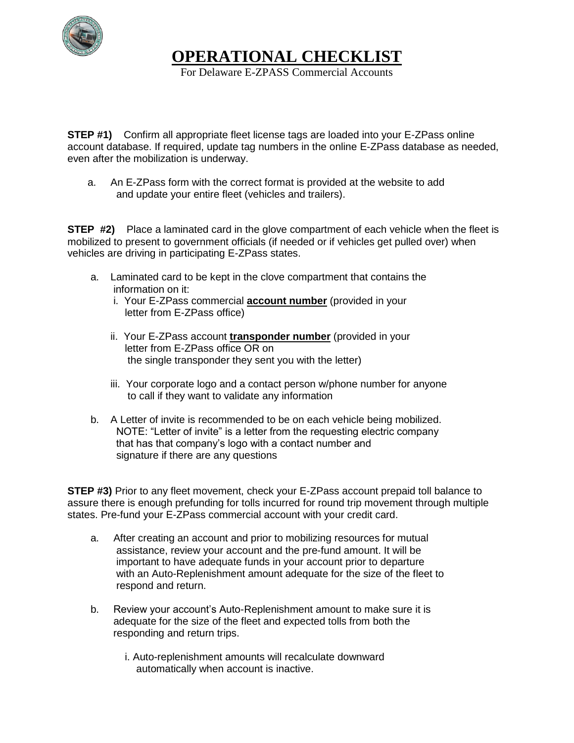# OPERATIONAL CHECKLIST

For Delaware E-ZPASS Commercial Accounts

**STEP #1)** Confirm all appropriate fleet license tags are loaded into your E-ZPass online account database. If required, update tag numbers in the online E-ZPass database as needed, even after the mobilization is underway.

a. An E-ZPass form with the correct format is provided at the website to add and update your entire fleet (vehicles and trailers).

**STEP #2)** Place a laminated card in the glove compartment of each vehicle when the fleet is mobilized to present to government officials (if needed or if vehicles get pulled over) when vehicles are driving in participating E-ZPass states.

a. Laminated card to be kept in the clove compartment that contains the information on it:
   - i. Your E-ZPass commercial **account number** (provided in your letter from E-ZPass office)
   - ii. Your E-ZPass account **transponder number** (provided in your letter from E-ZPass office OR on the single transponder they sent you with the letter)
   - iii. Your corporate logo and a contact person w/phone number for anyone to call if they want to validate any information

b. A Letter of invite is recommended to be on each vehicle being mobilized. NOTE: "Letter of invite" is a letter from the requesting electric company that has that company's logo with a contact number and signature if there are any questions

**STEP #3)** Prior to any fleet movement, check your E-ZPass account prepaid toll balance to assure there is enough prefunding for tolls incurred for round trip movement through multiple states. Pre-fund your E-ZPass commercial account with your credit card.

a. After creating an account and prior to mobilizing resources for mutual assistance, review your account and the pre-fund amount. It will be important to have adequate funds in your account prior to departure with an Auto-Replenishment amount adequate for the size of the fleet to respond and return.

b. Review your account's Auto-Replenishment amount to make sure it is adequate for the size of the fleet and expected tolls from both the responding and return trips.
   - i. Auto-replenishment amounts will recalculate downward automatically when account is inactive.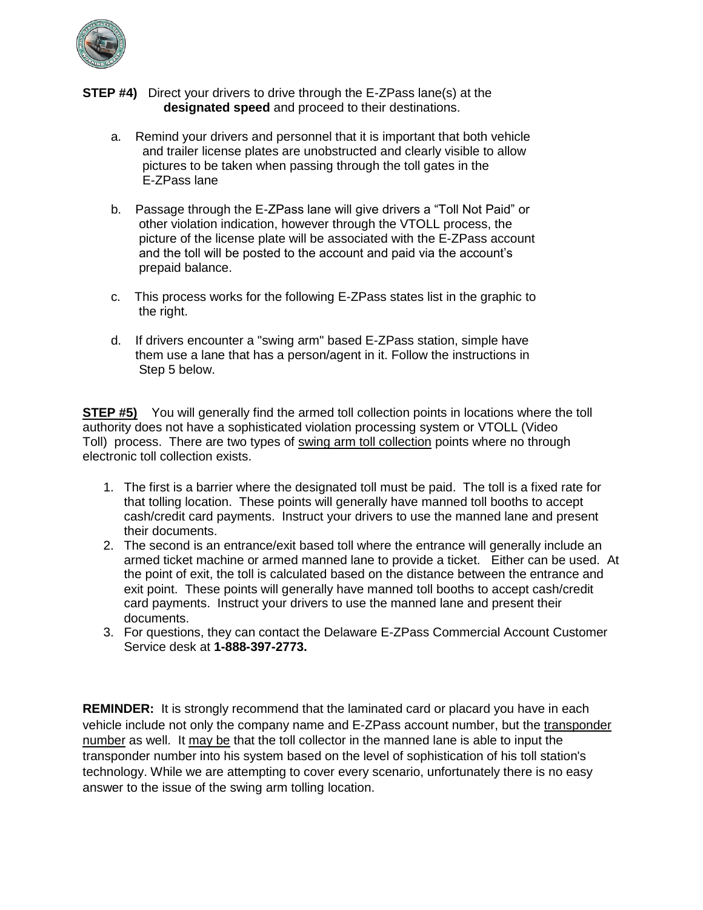**STEP #4)** Direct your drivers to drive through the E-ZPass lane(s) at the **designated speed** and proceed to their destinations.

a. Remind your drivers and personnel that it is important that both vehicle and trailer license plates are unobstructed and clearly visible to allow pictures to be taken when passing through the toll gates in the E-ZPass lane

b. Passage through the E-ZPass lane will give drivers a "Toll Not Paid" or other violation indication, however through the VTOLL process, the picture of the license plate will be associated with the E-ZPass account and the toll will be posted to the account and paid via the account's prepaid balance.

c. This process works for the following E-ZPass states list in the graphic to the right.

d. If drivers encounter a "swing arm" based E-ZPass station, simple have them use a lane that has a person/agent in it. Follow the instructions in Step 5 below.

**STEP #5)** You will generally find the armed toll collection points in locations where the toll authority does not have a sophisticated violation processing system or VTOLL (Video Toll) process. There are two types of swing arm toll collection points where no through electronic toll collection exists.

1. The first is a barrier where the designated toll must be paid. The toll is a fixed rate for that tolling location. These points will generally have manned toll booths to accept cash/credit card payments. Instruct your drivers to use the manned lane and present their documents.
2. The second is an entrance/exit based toll where the entrance will generally include an armed ticket machine or armed manned lane to provide a ticket. Either can be used. At the point of exit, the toll is calculated based on the distance between the entrance and exit point. These points will generally have manned toll booths to accept cash/credit card payments. Instruct your drivers to use the manned lane and present their documents.
3. For questions, they can contact the Delaware E-ZPass Commercial Account Customer Service desk at **1-888-397-2773.**

**REMINDER:** It is strongly recommend that the laminated card or placard you have in each vehicle include not only the company name and E-ZPass account number, but the transponder number as well. It may be that the toll collector in the manned lane is able to input the transponder number into his system based on the level of sophistication of his toll station's technology. While we are attempting to cover every scenario, unfortunately there is no easy answer to the issue of the swing arm tolling location.